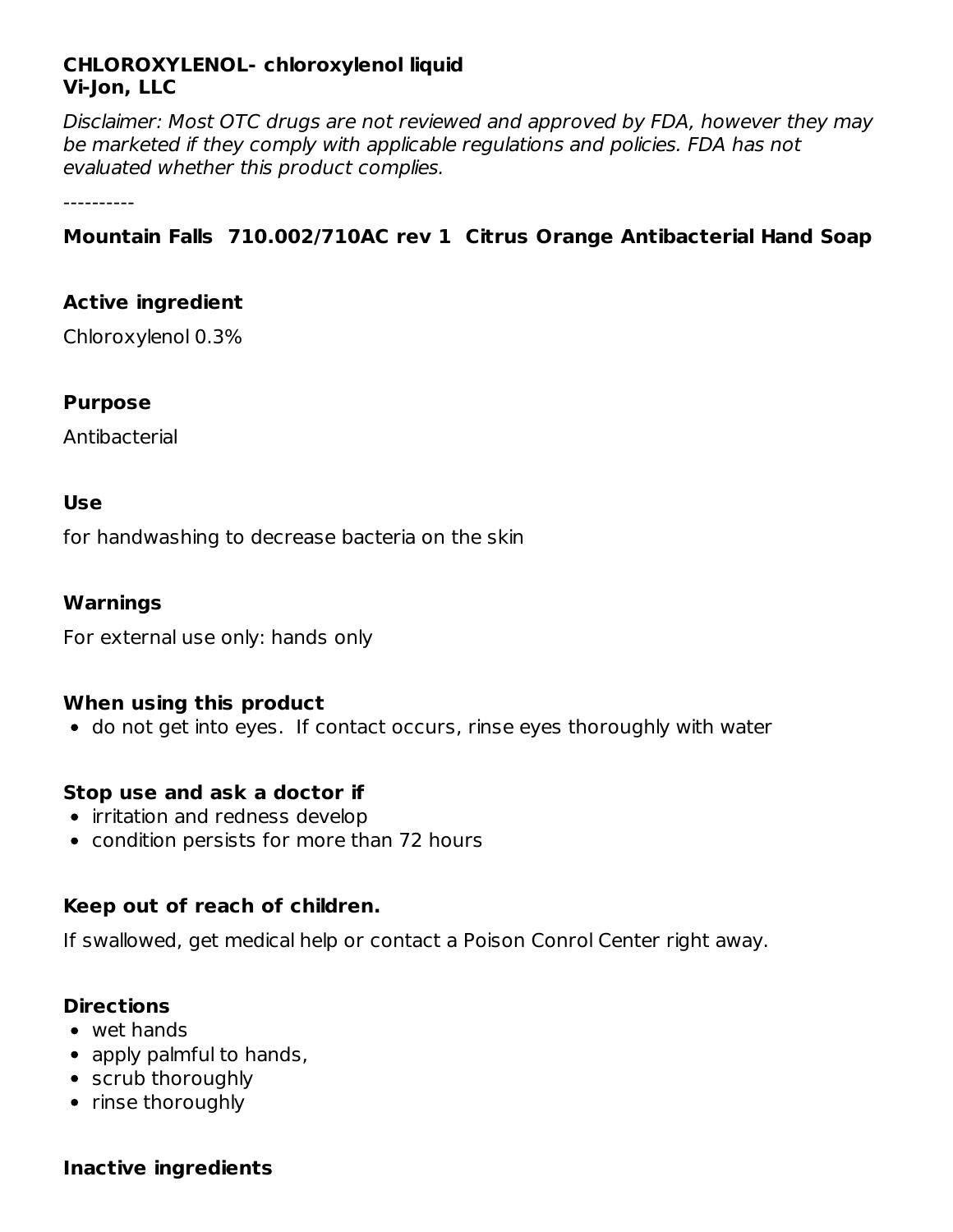**CHLOROXYLENOL- chloroxylenol liquid**
**Vi-Jon, LLC**

*Disclaimer: Most OTC drugs are not reviewed and approved by FDA, however they may be marketed if they comply with applicable regulations and policies. FDA has not evaluated whether this product complies.*

----------

### Mountain Falls 710.002/710AC rev 1 Citrus Orange Antibacterial Hand Soap

### Active ingredient

Chloroxylenol 0.3%

### Purpose

Antibacterial

### Use

for handwashing to decrease bacteria on the skin

### Warnings

For external use only: hands only

### When using this product

- do not get into eyes. If contact occurs, rinse eyes thoroughly with water

### Stop use and ask a doctor if

- irritation and redness develop
- condition persists for more than 72 hours

### Keep out of reach of children.

If swallowed, get medical help or contact a Poison Conrol Center right away.

### Directions

- wet hands
- apply palmful to hands,
- scrub thoroughly
- rinse thoroughly

### Inactive ingredients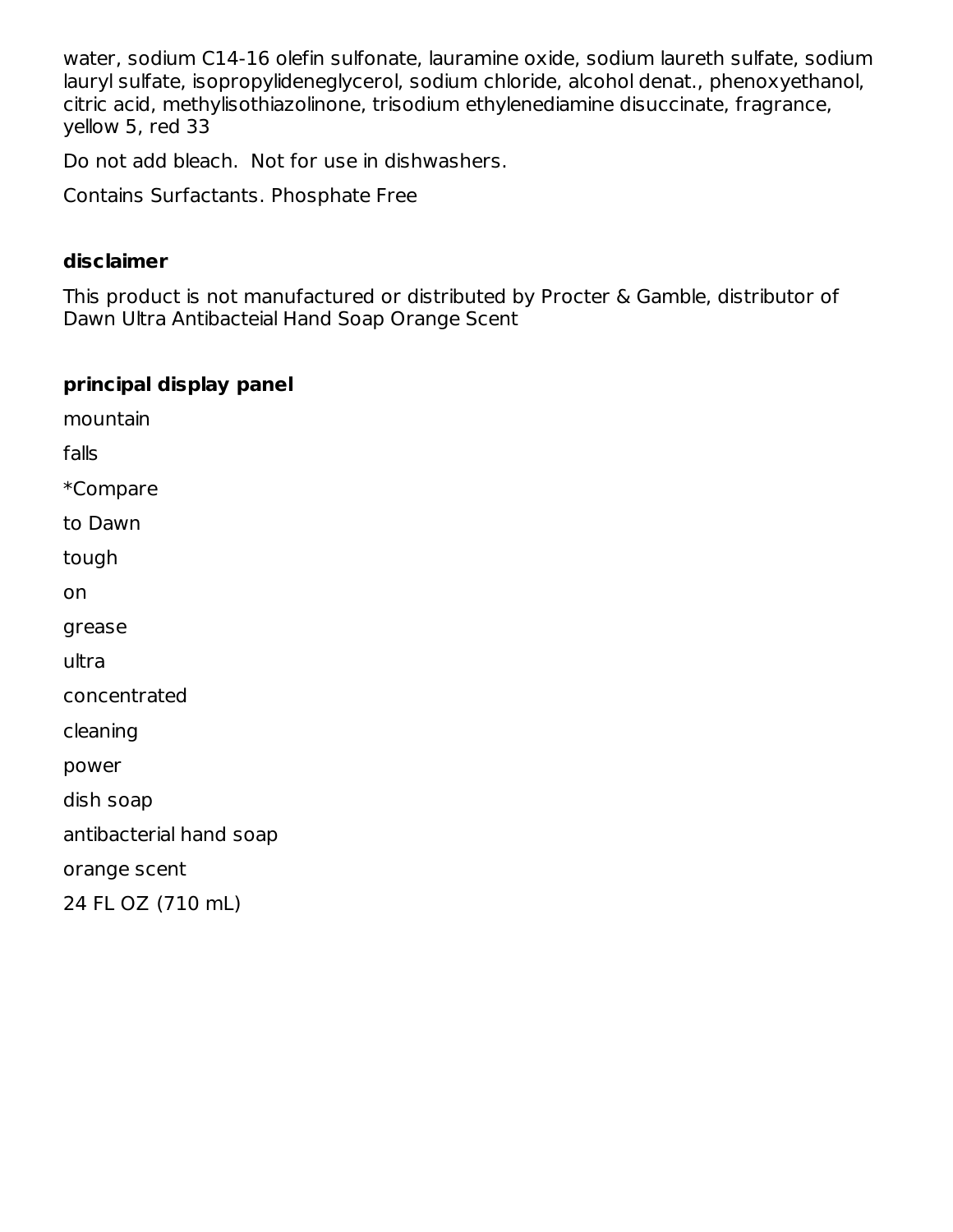water, sodium C14-16 olefin sulfonate, lauramine oxide, sodium laureth sulfate, sodium lauryl sulfate, isopropylideneglycerol, sodium chloride, alcohol denat., phenoxyethanol, citric acid, methylisothiazolinone, trisodium ethylenediamine disuccinate, fragrance, yellow 5, red 33

Do not add bleach.  Not for use in dishwashers.

Contains Surfactants. Phosphate Free

**disclaimer**

This product is not manufactured or distributed by Procter & Gamble, distributor of Dawn Ultra Antibacteial Hand Soap Orange Scent

**principal display panel**

mountain

falls

*Compare

to Dawn

tough

on

grease

ultra

concentrated

cleaning

power

dish soap

antibacterial hand soap

orange scent

24 FL OZ (710 mL)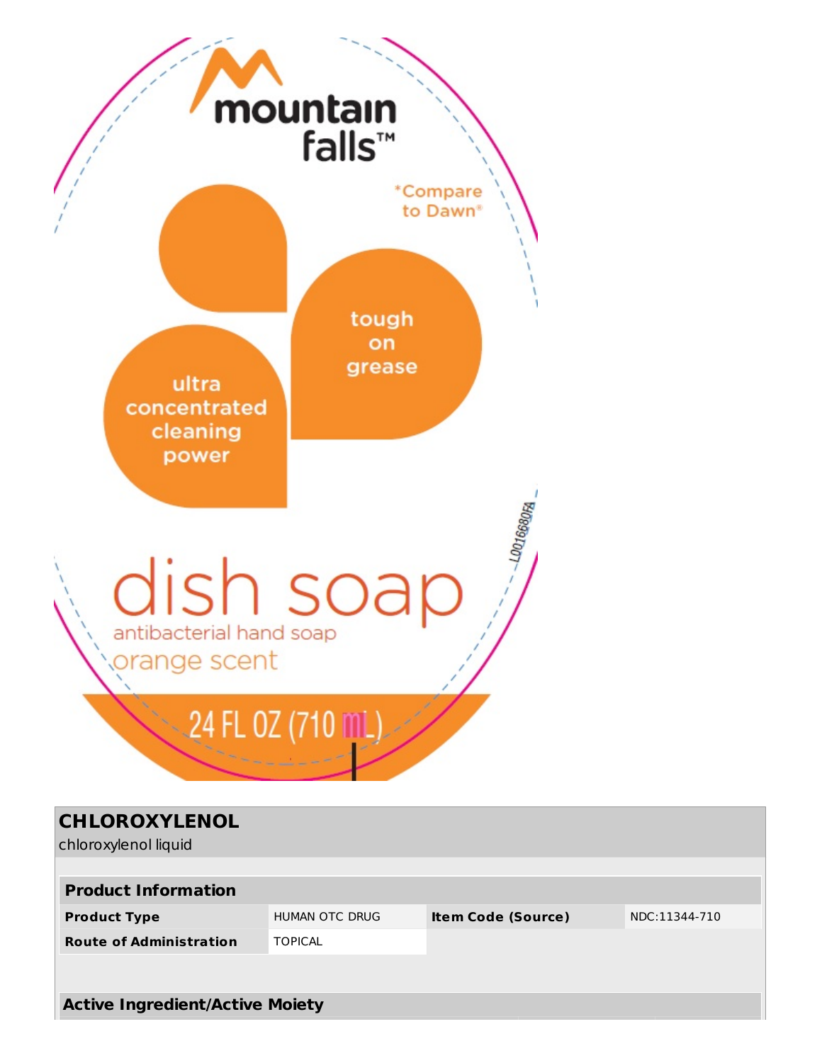mountain falls™

*Compare to Dawn®

tough on grease

ultra concentrated cleaning power

L0016680FA

dish soap

antibacterial hand soap

orange scent

24 FL OZ (710 mL)

## CHLOROXYLENOL

chloroxylenol liquid

| Product Information | | | |
|---|---|---|---|
| **Product Type** | HUMAN OTC DRUG | **Item Code (Source)** | NDC:11344-710 |
| **Route of Administration** | TOPICAL | | |

| Active Ingredient/Active Moiety |
|---|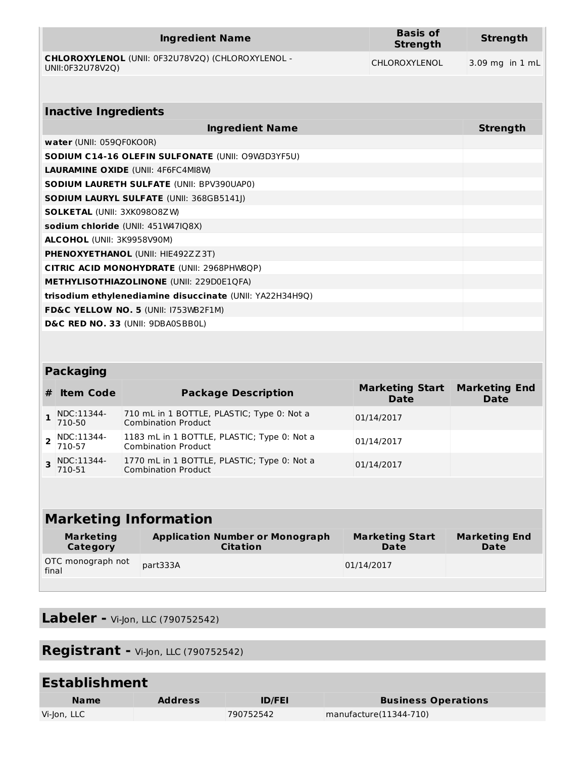| Ingredient Name | Basis of Strength | Strength |
|---|---|---|
| **CHLOROXYLENOL** (UNII: 0F32U78V2Q) (CHLOROXYLENOL - UNII:0F32U78V2Q) | CHLOROXYLENOL | 3.09 mg in 1 mL |

| Inactive Ingredients | |
|---|---|
| **Ingredient Name** | **Strength** |
| **water** (UNII: 059QF0KO0R) | |
| **SODIUM C14-16 OLEFIN SULFONATE** (UNII: O9W3D3YF5U) | |
| **LAURAMINE OXIDE** (UNII: 4F6FC4MI8W) | |
| **SODIUM LAURETH SULFATE** (UNII: BPV390UAP0) | |
| **SODIUM LAURYL SULFATE** (UNII: 368GB5141J) | |
| **SOLKETAL** (UNII: 3XK098O8ZW) | |
| **sodium chloride** (UNII: 451W47IQ8X) | |
| **ALCOHOL** (UNII: 3K9958V90M) | |
| **PHENOXYETHANOL** (UNII: HIE492ZZ3T) | |
| **CITRIC ACID MONOHYDRATE** (UNII: 2968PHW8QP) | |
| **METHYLISOTHIAZOLINONE** (UNII: 229D0E1QFA) | |
| **trisodium ethylenediamine disuccinate** (UNII: YA22H34H9Q) | |
| **FD&C YELLOW NO. 5** (UNII: I753WB2F1M) | |
| **D&C RED NO. 33** (UNII: 9DBA0SBB0L) | |

| Packaging | | | | |
|---|---|---|---|---|
| **#** | **Item Code** | **Package Description** | **Marketing Start Date** | **Marketing End Date** |
| 1 | NDC:11344-710-50 | 710 mL in 1 BOTTLE, PLASTIC; Type 0: Not a Combination Product | 01/14/2017 | |
| 2 | NDC:11344-710-57 | 1183 mL in 1 BOTTLE, PLASTIC; Type 0: Not a Combination Product | 01/14/2017 | |
| 3 | NDC:11344-710-51 | 1770 mL in 1 BOTTLE, PLASTIC; Type 0: Not a Combination Product | 01/14/2017 | |

## Marketing Information

| Marketing Category | Application Number or Monograph Citation | Marketing Start Date | Marketing End Date |
|---|---|---|---|
| OTC monograph not final | part333A | 01/14/2017 | |

## Labeler - Vi-Jon, LLC (790752542)

## Registrant - Vi-Jon, LLC (790752542)

## Establishment

| Name | Address | ID/FEI | Business Operations |
|---|---|---|---|
| Vi-Jon, LLC | | 790752542 | manufacture(11344-710) |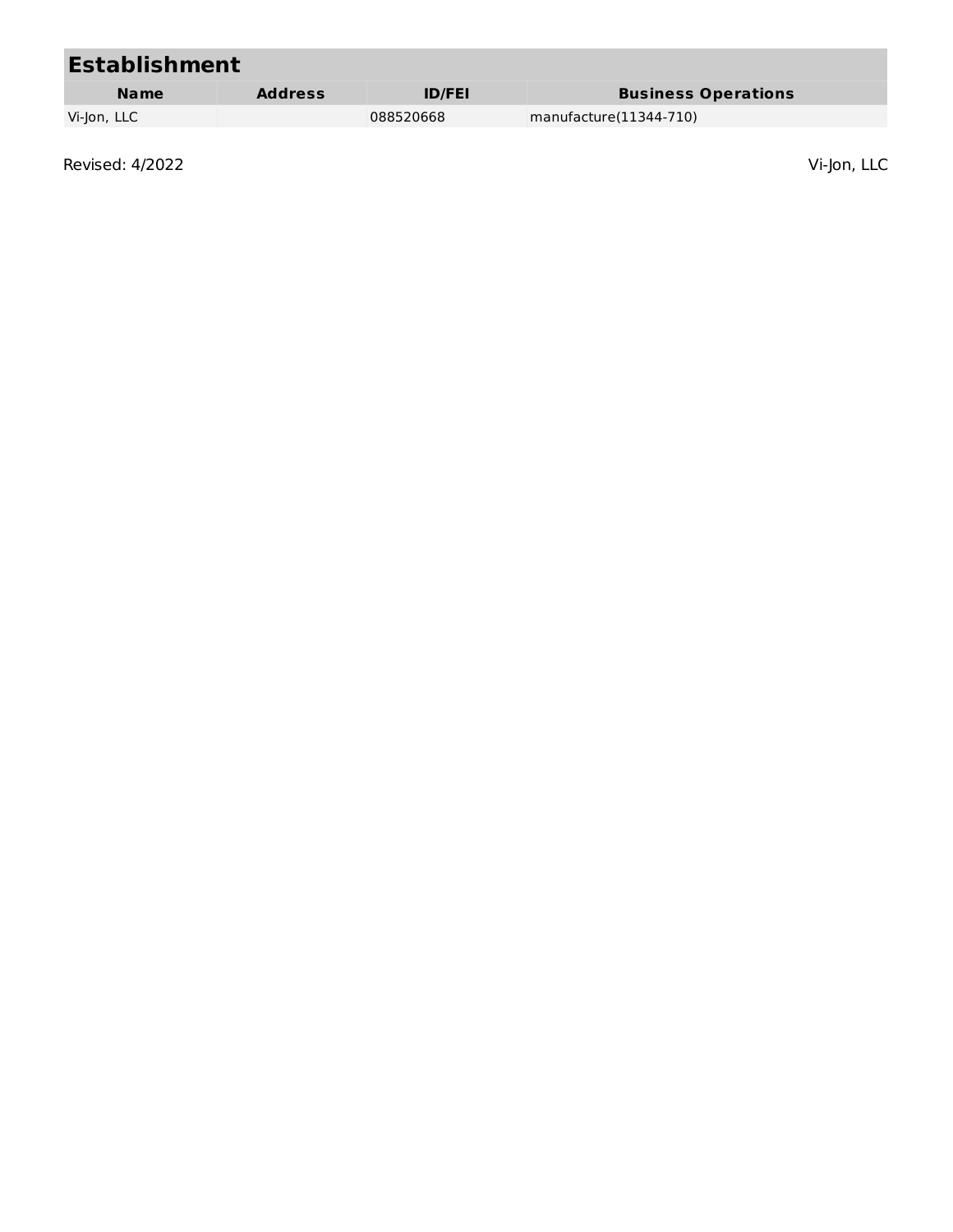## Establishment

| Name | Address | ID/FEI | Business Operations |
|---|---|---|---|
| Vi-Jon, LLC | | 088520668 | manufacture(11344-710) |

Revised: 4/2022

Vi-Jon, LLC